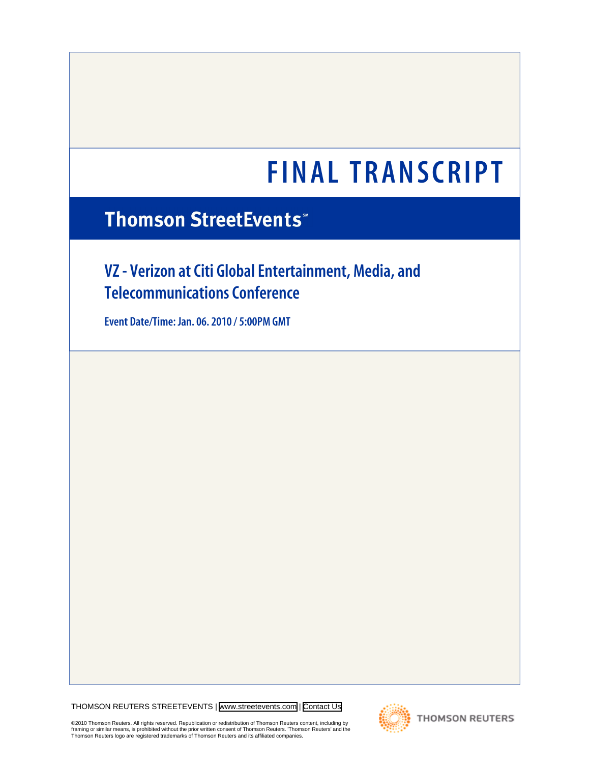# FINAL TRANSCRIPT

## Thomson StreetEvents℠

## VZ - Verizon at Citi Global Entertainment, Media, and Telecommunications Conference

**Event Date/Time: Jan. 06. 2010 / 5:00PM GMT**

THOMSON REUTERS STREETEVENTS | www.streetevents.com | Contact Us

©2010 Thomson Reuters. All rights reserved. Republication or redistribution of Thomson Reuters content, including by framing or similar means, is prohibited without the prior written consent of Thomson Reuters. 'Thomson Reuters' and the Thomson Reuters logo are registered trademarks of Thomson Reuters and its affiliated companies.

THOMSON REUTERS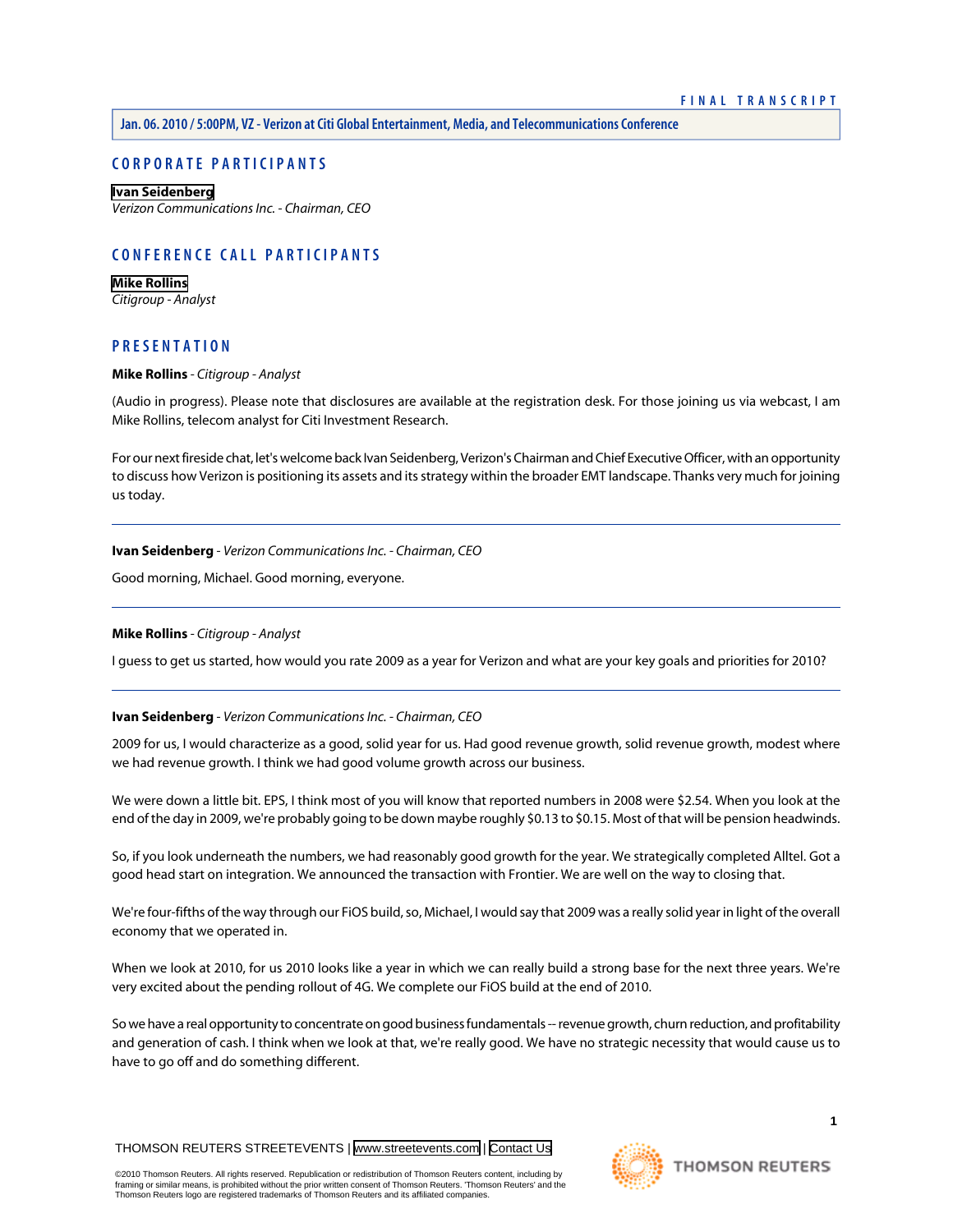## CORPORATE PARTICIPANTS

**Ivan Seidenberg**
*Verizon Communications Inc. - Chairman, CEO*

## CONFERENCE CALL PARTICIPANTS

**Mike Rollins**
*Citigroup - Analyst*

## PRESENTATION

**Mike Rollins** - *Citigroup - Analyst*

(Audio in progress). Please note that disclosures are available at the registration desk. For those joining us via webcast, I am Mike Rollins, telecom analyst for Citi Investment Research.

For our next fireside chat, let's welcome back Ivan Seidenberg, Verizon's Chairman and Chief Executive Officer, with an opportunity to discuss how Verizon is positioning its assets and its strategy within the broader EMT landscape. Thanks very much for joining us today.

---

**Ivan Seidenberg** - *Verizon Communications Inc. - Chairman, CEO*

Good morning, Michael. Good morning, everyone.

---

**Mike Rollins** - *Citigroup - Analyst*

I guess to get us started, how would you rate 2009 as a year for Verizon and what are your key goals and priorities for 2010?

---

**Ivan Seidenberg** - *Verizon Communications Inc. - Chairman, CEO*

2009 for us, I would characterize as a good, solid year for us. Had good revenue growth, solid revenue growth, modest where we had revenue growth. I think we had good volume growth across our business.

We were down a little bit. EPS, I think most of you will know that reported numbers in 2008 were $2.54. When you look at the end of the day in 2009, we're probably going to be down maybe roughly $0.13 to $0.15. Most of that will be pension headwinds.

So, if you look underneath the numbers, we had reasonably good growth for the year. We strategically completed Alltel. Got a good head start on integration. We announced the transaction with Frontier. We are well on the way to closing that.

We're four-fifths of the way through our FiOS build, so, Michael, I would say that 2009 was a really solid year in light of the overall economy that we operated in.

When we look at 2010, for us 2010 looks like a year in which we can really build a strong base for the next three years. We're very excited about the pending rollout of 4G. We complete our FiOS build at the end of 2010.

So we have a real opportunity to concentrate on good business fundamentals -- revenue growth, churn reduction, and profitability and generation of cash. I think when we look at that, we're really good. We have no strategic necessity that would cause us to have to go off and do something different.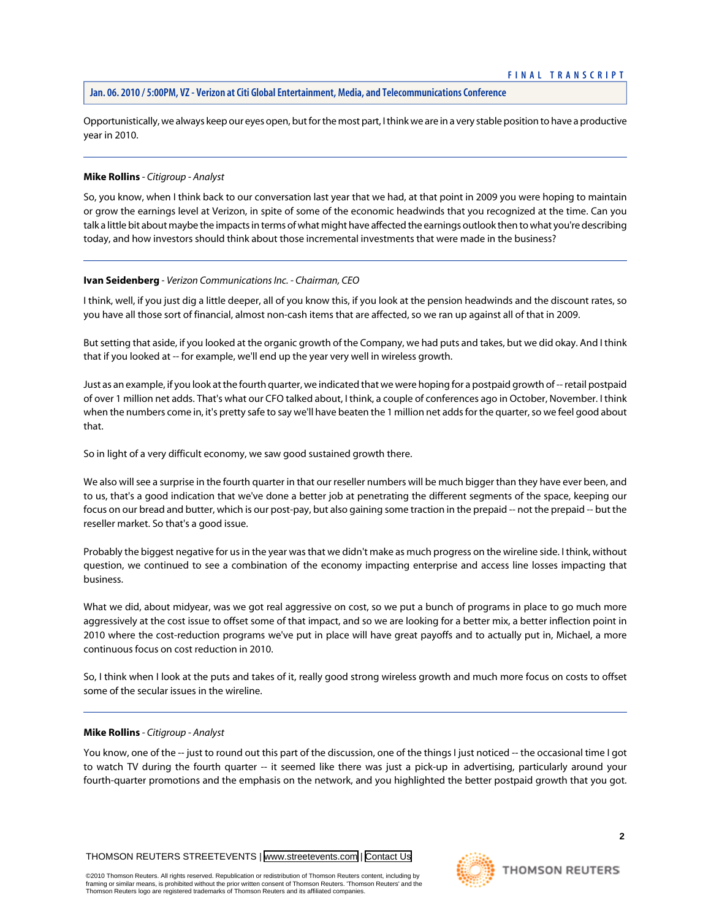Opportunistically, we always keep our eyes open, but for the most part, I think we are in a very stable position to have a productive year in 2010.

---

**Mike Rollins** - *Citigroup - Analyst*

So, you know, when I think back to our conversation last year that we had, at that point in 2009 you were hoping to maintain or grow the earnings level at Verizon, in spite of some of the economic headwinds that you recognized at the time. Can you talk a little bit about maybe the impacts in terms of what might have affected the earnings outlook then to what you're describing today, and how investors should think about those incremental investments that were made in the business?

---

**Ivan Seidenberg** - *Verizon Communications Inc. - Chairman, CEO*

I think, well, if you just dig a little deeper, all of you know this, if you look at the pension headwinds and the discount rates, so you have all those sort of financial, almost non-cash items that are affected, so we ran up against all of that in 2009.

But setting that aside, if you looked at the organic growth of the Company, we had puts and takes, but we did okay. And I think that if you looked at -- for example, we'll end up the year very well in wireless growth.

Just as an example, if you look at the fourth quarter, we indicated that we were hoping for a postpaid growth of -- retail postpaid of over 1 million net adds. That's what our CFO talked about, I think, a couple of conferences ago in October, November. I think when the numbers come in, it's pretty safe to say we'll have beaten the 1 million net adds for the quarter, so we feel good about that.

So in light of a very difficult economy, we saw good sustained growth there.

We also will see a surprise in the fourth quarter in that our reseller numbers will be much bigger than they have ever been, and to us, that's a good indication that we've done a better job at penetrating the different segments of the space, keeping our focus on our bread and butter, which is our post-pay, but also gaining some traction in the prepaid -- not the prepaid -- but the reseller market. So that's a good issue.

Probably the biggest negative for us in the year was that we didn't make as much progress on the wireline side. I think, without question, we continued to see a combination of the economy impacting enterprise and access line losses impacting that business.

What we did, about midyear, was we got real aggressive on cost, so we put a bunch of programs in place to go much more aggressively at the cost issue to offset some of that impact, and so we are looking for a better mix, a better inflection point in 2010 where the cost-reduction programs we've put in place will have great payoffs and to actually put in, Michael, a more continuous focus on cost reduction in 2010.

So, I think when I look at the puts and takes of it, really good strong wireless growth and much more focus on costs to offset some of the secular issues in the wireline.

---

**Mike Rollins** - *Citigroup - Analyst*

You know, one of the -- just to round out this part of the discussion, one of the things I just noticed -- the occasional time I got to watch TV during the fourth quarter -- it seemed like there was just a pick-up in advertising, particularly around your fourth-quarter promotions and the emphasis on the network, and you highlighted the better postpaid growth that you got.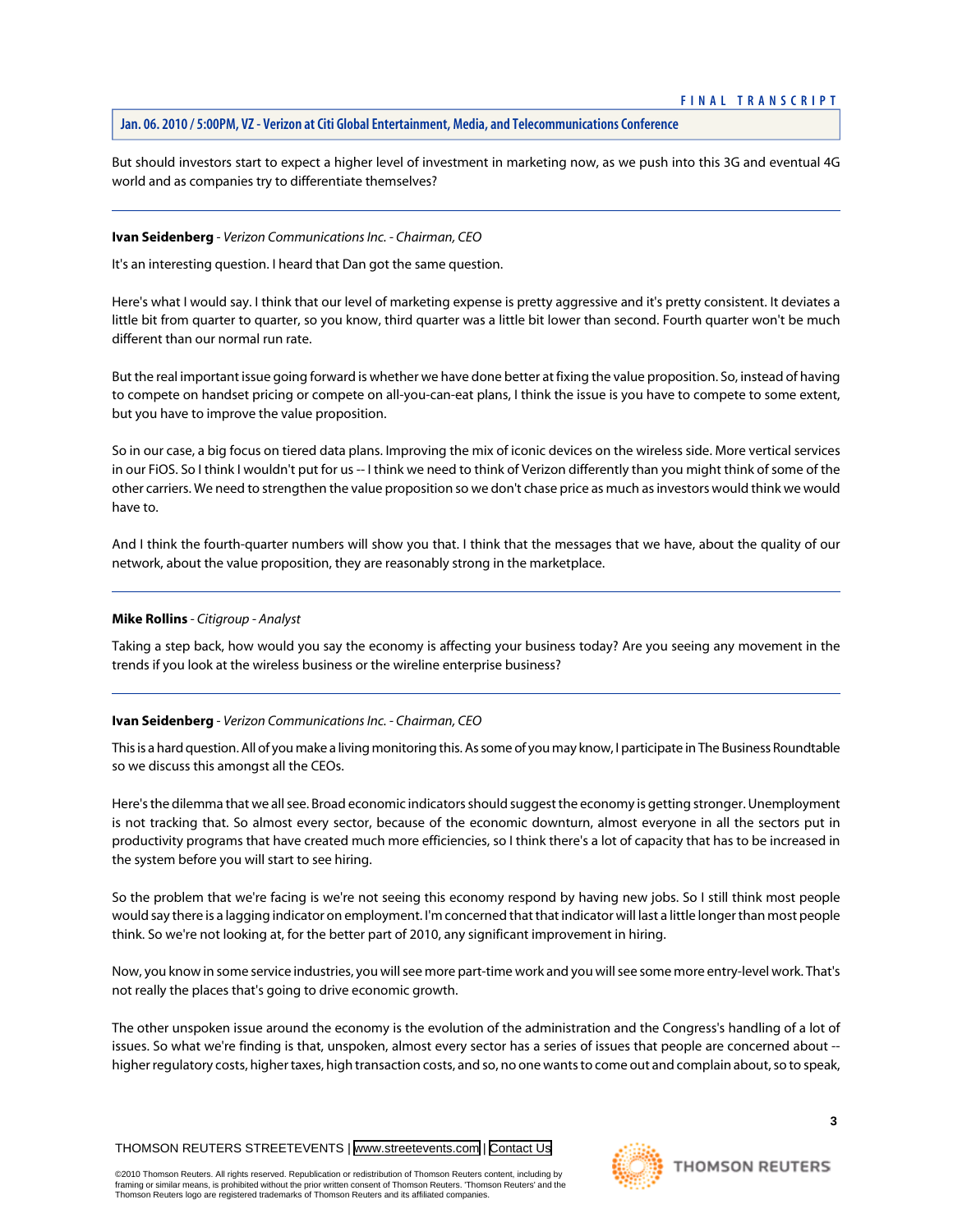But should investors start to expect a higher level of investment in marketing now, as we push into this 3G and eventual 4G world and as companies try to differentiate themselves?

---

**Ivan Seidenberg** - *Verizon Communications Inc. - Chairman, CEO*

It's an interesting question. I heard that Dan got the same question.

Here's what I would say. I think that our level of marketing expense is pretty aggressive and it's pretty consistent. It deviates a little bit from quarter to quarter, so you know, third quarter was a little bit lower than second. Fourth quarter won't be much different than our normal run rate.

But the real important issue going forward is whether we have done better at fixing the value proposition. So, instead of having to compete on handset pricing or compete on all-you-can-eat plans, I think the issue is you have to compete to some extent, but you have to improve the value proposition.

So in our case, a big focus on tiered data plans. Improving the mix of iconic devices on the wireless side. More vertical services in our FiOS. So I think I wouldn't put for us -- I think we need to think of Verizon differently than you might think of some of the other carriers. We need to strengthen the value proposition so we don't chase price as much as investors would think we would have to.

And I think the fourth-quarter numbers will show you that. I think that the messages that we have, about the quality of our network, about the value proposition, they are reasonably strong in the marketplace.

---

**Mike Rollins** - *Citigroup - Analyst*

Taking a step back, how would you say the economy is affecting your business today? Are you seeing any movement in the trends if you look at the wireless business or the wireline enterprise business?

---

**Ivan Seidenberg** - *Verizon Communications Inc. - Chairman, CEO*

This is a hard question. All of you make a living monitoring this. As some of you may know, I participate in The Business Roundtable so we discuss this amongst all the CEOs.

Here's the dilemma that we all see. Broad economic indicators should suggest the economy is getting stronger. Unemployment is not tracking that. So almost every sector, because of the economic downturn, almost everyone in all the sectors put in productivity programs that have created much more efficiencies, so I think there's a lot of capacity that has to be increased in the system before you will start to see hiring.

So the problem that we're facing is we're not seeing this economy respond by having new jobs. So I still think most people would say there is a lagging indicator on employment. I'm concerned that that indicator will last a little longer than most people think. So we're not looking at, for the better part of 2010, any significant improvement in hiring.

Now, you know in some service industries, you will see more part-time work and you will see some more entry-level work. That's not really the places that's going to drive economic growth.

The other unspoken issue around the economy is the evolution of the administration and the Congress's handling of a lot of issues. So what we're finding is that, unspoken, almost every sector has a series of issues that people are concerned about -- higher regulatory costs, higher taxes, high transaction costs, and so, no one wants to come out and complain about, so to speak,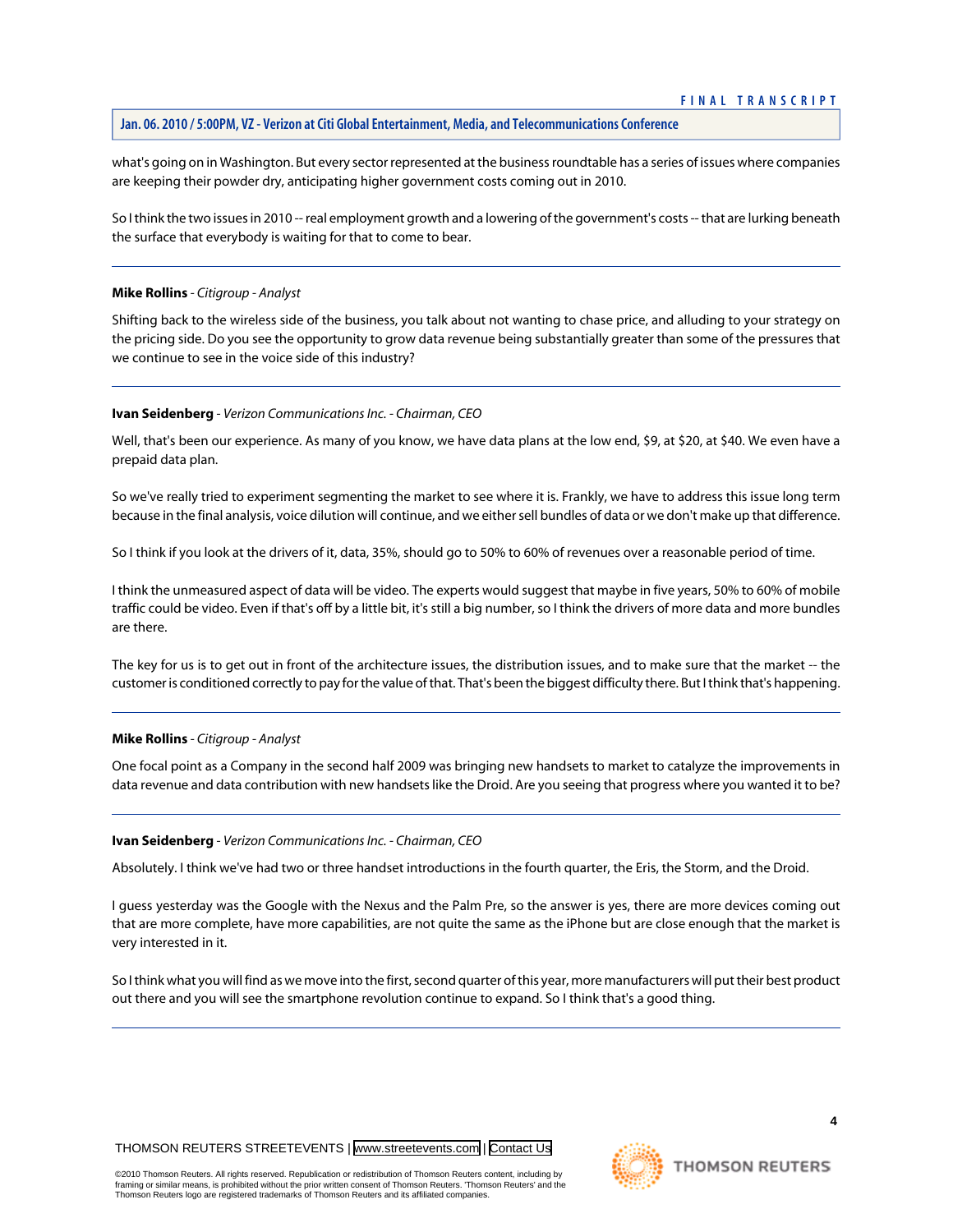what's going on in Washington. But every sector represented at the business roundtable has a series of issues where companies are keeping their powder dry, anticipating higher government costs coming out in 2010.

So I think the two issues in 2010 -- real employment growth and a lowering of the government's costs -- that are lurking beneath the surface that everybody is waiting for that to come to bear.

---

**Mike Rollins** - *Citigroup - Analyst*

Shifting back to the wireless side of the business, you talk about not wanting to chase price, and alluding to your strategy on the pricing side. Do you see the opportunity to grow data revenue being substantially greater than some of the pressures that we continue to see in the voice side of this industry?

---

**Ivan Seidenberg** - *Verizon Communications Inc. - Chairman, CEO*

Well, that's been our experience. As many of you know, we have data plans at the low end, $9, at $20, at $40. We even have a prepaid data plan.

So we've really tried to experiment segmenting the market to see where it is. Frankly, we have to address this issue long term because in the final analysis, voice dilution will continue, and we either sell bundles of data or we don't make up that difference.

So I think if you look at the drivers of it, data, 35%, should go to 50% to 60% of revenues over a reasonable period of time.

I think the unmeasured aspect of data will be video. The experts would suggest that maybe in five years, 50% to 60% of mobile traffic could be video. Even if that's off by a little bit, it's still a big number, so I think the drivers of more data and more bundles are there.

The key for us is to get out in front of the architecture issues, the distribution issues, and to make sure that the market -- the customer is conditioned correctly to pay for the value of that. That's been the biggest difficulty there. But I think that's happening.

---

**Mike Rollins** - *Citigroup - Analyst*

One focal point as a Company in the second half 2009 was bringing new handsets to market to catalyze the improvements in data revenue and data contribution with new handsets like the Droid. Are you seeing that progress where you wanted it to be?

---

**Ivan Seidenberg** - *Verizon Communications Inc. - Chairman, CEO*

Absolutely. I think we've had two or three handset introductions in the fourth quarter, the Eris, the Storm, and the Droid.

I guess yesterday was the Google with the Nexus and the Palm Pre, so the answer is yes, there are more devices coming out that are more complete, have more capabilities, are not quite the same as the iPhone but are close enough that the market is very interested in it.

So I think what you will find as we move into the first, second quarter of this year, more manufacturers will put their best product out there and you will see the smartphone revolution continue to expand. So I think that's a good thing.

---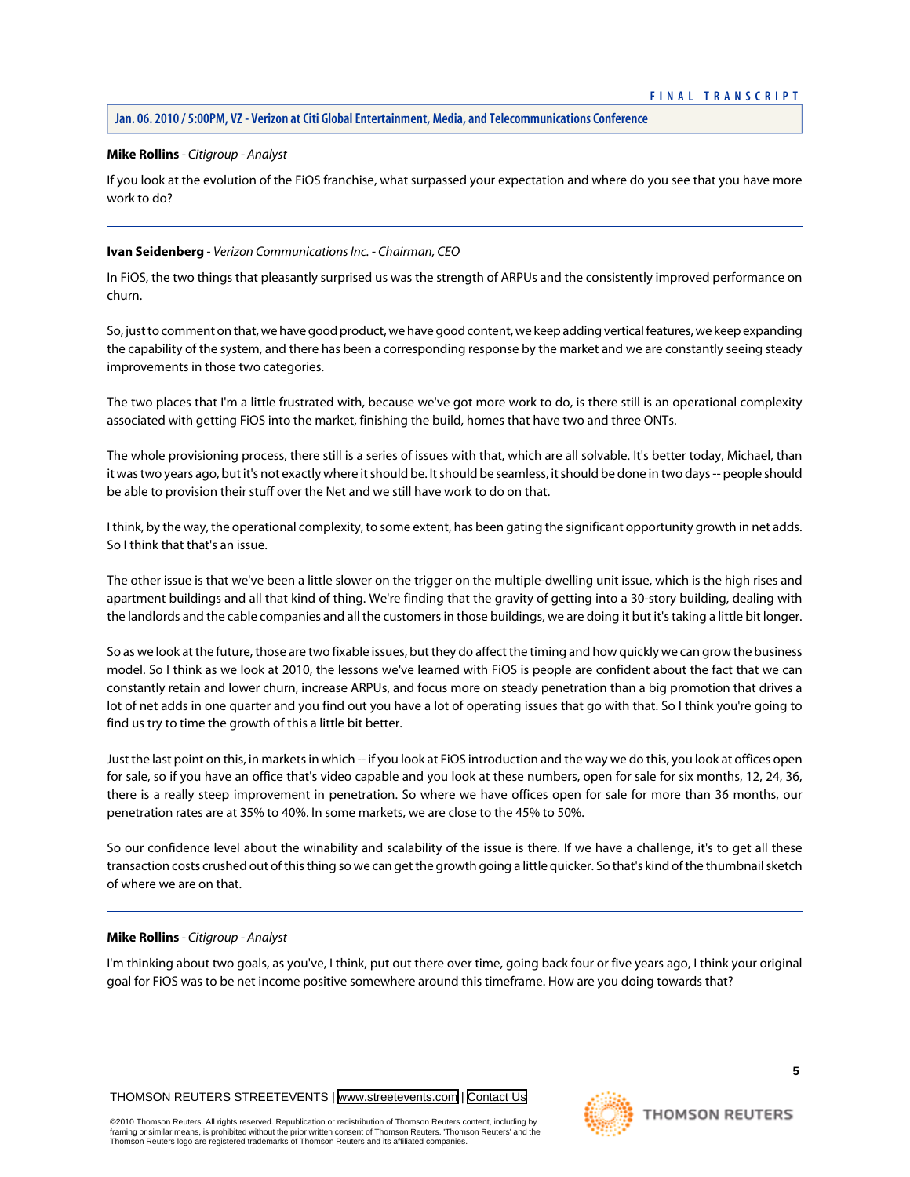**Mike Rollins** - *Citigroup - Analyst*

If you look at the evolution of the FiOS franchise, what surpassed your expectation and where do you see that you have more work to do?

---

**Ivan Seidenberg** - *Verizon Communications Inc. - Chairman, CEO*

In FiOS, the two things that pleasantly surprised us was the strength of ARPUs and the consistently improved performance on churn.

So, just to comment on that, we have good product, we have good content, we keep adding vertical features, we keep expanding the capability of the system, and there has been a corresponding response by the market and we are constantly seeing steady improvements in those two categories.

The two places that I'm a little frustrated with, because we've got more work to do, is there still is an operational complexity associated with getting FiOS into the market, finishing the build, homes that have two and three ONTs.

The whole provisioning process, there still is a series of issues with that, which are all solvable. It's better today, Michael, than it was two years ago, but it's not exactly where it should be. It should be seamless, it should be done in two days -- people should be able to provision their stuff over the Net and we still have work to do on that.

I think, by the way, the operational complexity, to some extent, has been gating the significant opportunity growth in net adds. So I think that that's an issue.

The other issue is that we've been a little slower on the trigger on the multiple-dwelling unit issue, which is the high rises and apartment buildings and all that kind of thing. We're finding that the gravity of getting into a 30-story building, dealing with the landlords and the cable companies and all the customers in those buildings, we are doing it but it's taking a little bit longer.

So as we look at the future, those are two fixable issues, but they do affect the timing and how quickly we can grow the business model. So I think as we look at 2010, the lessons we've learned with FiOS is people are confident about the fact that we can constantly retain and lower churn, increase ARPUs, and focus more on steady penetration than a big promotion that drives a lot of net adds in one quarter and you find out you have a lot of operating issues that go with that. So I think you're going to find us try to time the growth of this a little bit better.

Just the last point on this, in markets in which -- if you look at FiOS introduction and the way we do this, you look at offices open for sale, so if you have an office that's video capable and you look at these numbers, open for sale for six months, 12, 24, 36, there is a really steep improvement in penetration. So where we have offices open for sale for more than 36 months, our penetration rates are at 35% to 40%. In some markets, we are close to the 45% to 50%.

So our confidence level about the winability and scalability of the issue is there. If we have a challenge, it's to get all these transaction costs crushed out of this thing so we can get the growth going a little quicker. So that's kind of the thumbnail sketch of where we are on that.

---

**Mike Rollins** - *Citigroup - Analyst*

I'm thinking about two goals, as you've, I think, put out there over time, going back four or five years ago, I think your original goal for FiOS was to be net income positive somewhere around this timeframe. How are you doing towards that?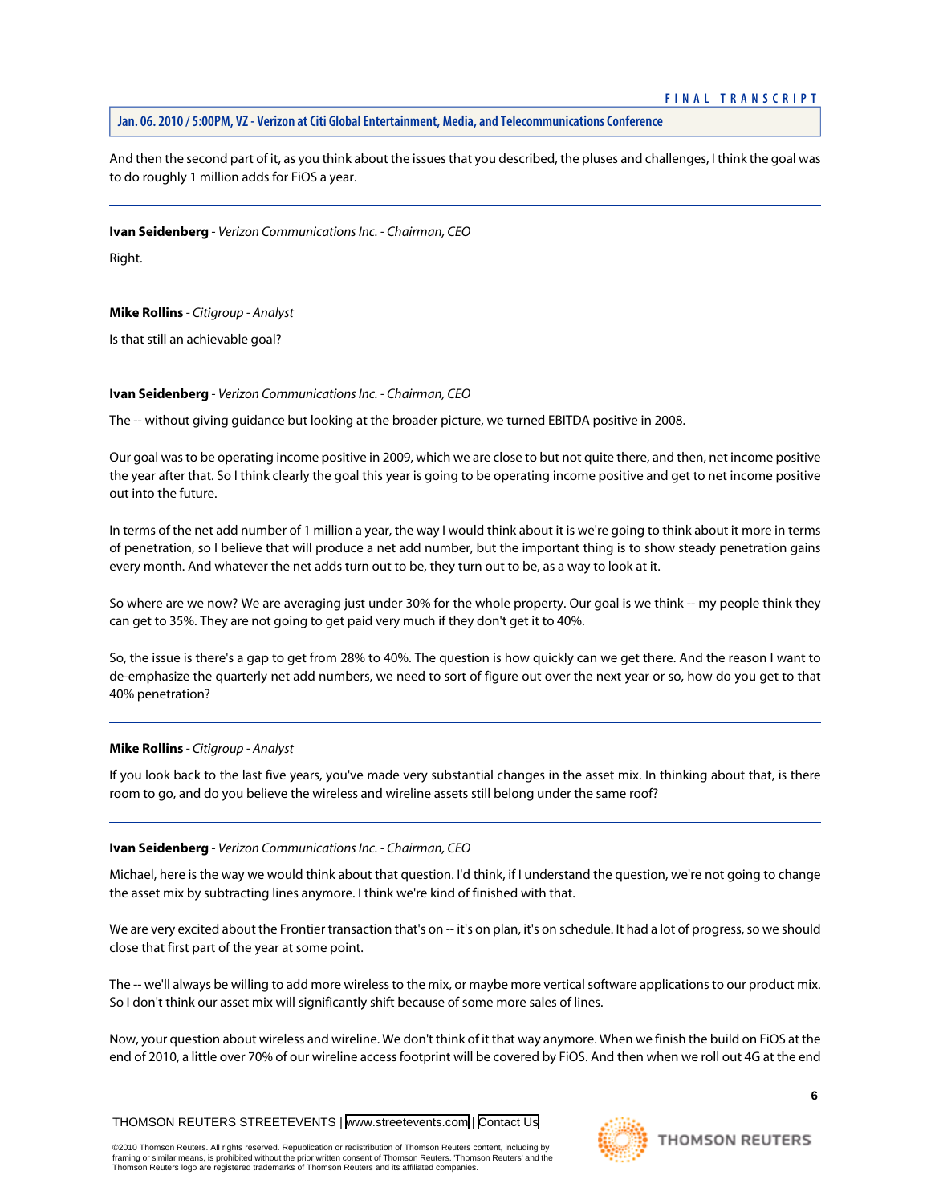And then the second part of it, as you think about the issues that you described, the pluses and challenges, I think the goal was to do roughly 1 million adds for FiOS a year.

---

**Ivan Seidenberg** - *Verizon Communications Inc. - Chairman, CEO*

Right.

---

**Mike Rollins** - *Citigroup - Analyst*

Is that still an achievable goal?

---

**Ivan Seidenberg** - *Verizon Communications Inc. - Chairman, CEO*

The -- without giving guidance but looking at the broader picture, we turned EBITDA positive in 2008.

Our goal was to be operating income positive in 2009, which we are close to but not quite there, and then, net income positive the year after that. So I think clearly the goal this year is going to be operating income positive and get to net income positive out into the future.

In terms of the net add number of 1 million a year, the way I would think about it is we're going to think about it more in terms of penetration, so I believe that will produce a net add number, but the important thing is to show steady penetration gains every month. And whatever the net adds turn out to be, they turn out to be, as a way to look at it.

So where are we now? We are averaging just under 30% for the whole property. Our goal is we think -- my people think they can get to 35%. They are not going to get paid very much if they don't get it to 40%.

So, the issue is there's a gap to get from 28% to 40%. The question is how quickly can we get there. And the reason I want to de-emphasize the quarterly net add numbers, we need to sort of figure out over the next year or so, how do you get to that 40% penetration?

---

**Mike Rollins** - *Citigroup - Analyst*

If you look back to the last five years, you've made very substantial changes in the asset mix. In thinking about that, is there room to go, and do you believe the wireless and wireline assets still belong under the same roof?

---

**Ivan Seidenberg** - *Verizon Communications Inc. - Chairman, CEO*

Michael, here is the way we would think about that question. I'd think, if I understand the question, we're not going to change the asset mix by subtracting lines anymore. I think we're kind of finished with that.

We are very excited about the Frontier transaction that's on -- it's on plan, it's on schedule. It had a lot of progress, so we should close that first part of the year at some point.

The -- we'll always be willing to add more wireless to the mix, or maybe more vertical software applications to our product mix. So I don't think our asset mix will significantly shift because of some more sales of lines.

Now, your question about wireless and wireline. We don't think of it that way anymore. When we finish the build on FiOS at the end of 2010, a little over 70% of our wireline access footprint will be covered by FiOS. And then when we roll out 4G at the end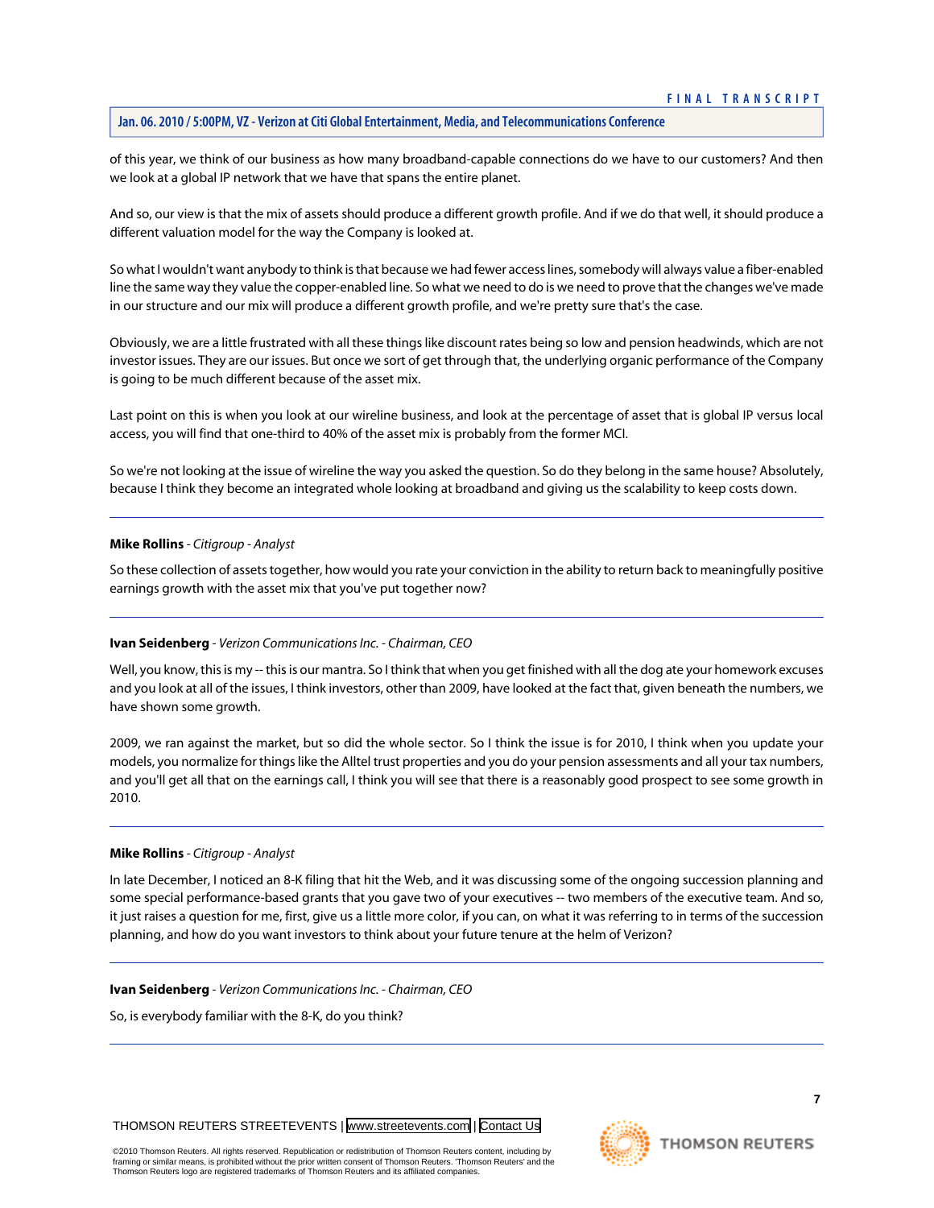of this year, we think of our business as how many broadband-capable connections do we have to our customers? And then we look at a global IP network that we have that spans the entire planet.

And so, our view is that the mix of assets should produce a different growth profile. And if we do that well, it should produce a different valuation model for the way the Company is looked at.

So what I wouldn't want anybody to think is that because we had fewer access lines, somebody will always value a fiber-enabled line the same way they value the copper-enabled line. So what we need to do is we need to prove that the changes we've made in our structure and our mix will produce a different growth profile, and we're pretty sure that's the case.

Obviously, we are a little frustrated with all these things like discount rates being so low and pension headwinds, which are not investor issues. They are our issues. But once we sort of get through that, the underlying organic performance of the Company is going to be much different because of the asset mix.

Last point on this is when you look at our wireline business, and look at the percentage of asset that is global IP versus local access, you will find that one-third to 40% of the asset mix is probably from the former MCI.

So we're not looking at the issue of wireline the way you asked the question. So do they belong in the same house? Absolutely, because I think they become an integrated whole looking at broadband and giving us the scalability to keep costs down.

---

**Mike Rollins** - *Citigroup - Analyst*

So these collection of assets together, how would you rate your conviction in the ability to return back to meaningfully positive earnings growth with the asset mix that you've put together now?

---

**Ivan Seidenberg** - *Verizon Communications Inc. - Chairman, CEO*

Well, you know, this is my -- this is our mantra. So I think that when you get finished with all the dog ate your homework excuses and you look at all of the issues, I think investors, other than 2009, have looked at the fact that, given beneath the numbers, we have shown some growth.

2009, we ran against the market, but so did the whole sector. So I think the issue is for 2010, I think when you update your models, you normalize for things like the Alltel trust properties and you do your pension assessments and all your tax numbers, and you'll get all that on the earnings call, I think you will see that there is a reasonably good prospect to see some growth in 2010.

---

**Mike Rollins** - *Citigroup - Analyst*

In late December, I noticed an 8-K filing that hit the Web, and it was discussing some of the ongoing succession planning and some special performance-based grants that you gave two of your executives -- two members of the executive team. And so, it just raises a question for me, first, give us a little more color, if you can, on what it was referring to in terms of the succession planning, and how do you want investors to think about your future tenure at the helm of Verizon?

---

**Ivan Seidenberg** - *Verizon Communications Inc. - Chairman, CEO*

So, is everybody familiar with the 8-K, do you think?

---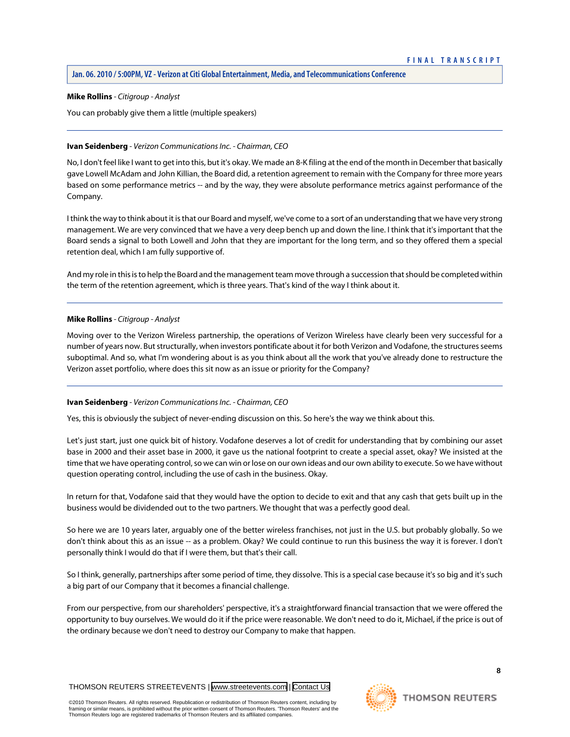**Mike Rollins** - *Citigroup - Analyst*

You can probably give them a little (multiple speakers)

---

**Ivan Seidenberg** - *Verizon Communications Inc. - Chairman, CEO*

No, I don't feel like I want to get into this, but it's okay. We made an 8-K filing at the end of the month in December that basically gave Lowell McAdam and John Killian, the Board did, a retention agreement to remain with the Company for three more years based on some performance metrics -- and by the way, they were absolute performance metrics against performance of the Company.

I think the way to think about it is that our Board and myself, we've come to a sort of an understanding that we have very strong management. We are very convinced that we have a very deep bench up and down the line. I think that it's important that the Board sends a signal to both Lowell and John that they are important for the long term, and so they offered them a special retention deal, which I am fully supportive of.

And my role in this is to help the Board and the management team move through a succession that should be completed within the term of the retention agreement, which is three years. That's kind of the way I think about it.

---

**Mike Rollins** - *Citigroup - Analyst*

Moving over to the Verizon Wireless partnership, the operations of Verizon Wireless have clearly been very successful for a number of years now. But structurally, when investors pontificate about it for both Verizon and Vodafone, the structures seems suboptimal. And so, what I'm wondering about is as you think about all the work that you've already done to restructure the Verizon asset portfolio, where does this sit now as an issue or priority for the Company?

---

**Ivan Seidenberg** - *Verizon Communications Inc. - Chairman, CEO*

Yes, this is obviously the subject of never-ending discussion on this. So here's the way we think about this.

Let's just start, just one quick bit of history. Vodafone deserves a lot of credit for understanding that by combining our asset base in 2000 and their asset base in 2000, it gave us the national footprint to create a special asset, okay? We insisted at the time that we have operating control, so we can win or lose on our own ideas and our own ability to execute. So we have without question operating control, including the use of cash in the business. Okay.

In return for that, Vodafone said that they would have the option to decide to exit and that any cash that gets built up in the business would be dividended out to the two partners. We thought that was a perfectly good deal.

So here we are 10 years later, arguably one of the better wireless franchises, not just in the U.S. but probably globally. So we don't think about this as an issue -- as a problem. Okay? We could continue to run this business the way it is forever. I don't personally think I would do that if I were them, but that's their call.

So I think, generally, partnerships after some period of time, they dissolve. This is a special case because it's so big and it's such a big part of our Company that it becomes a financial challenge.

From our perspective, from our shareholders' perspective, it's a straightforward financial transaction that we were offered the opportunity to buy ourselves. We would do it if the price were reasonable. We don't need to do it, Michael, if the price is out of the ordinary because we don't need to destroy our Company to make that happen.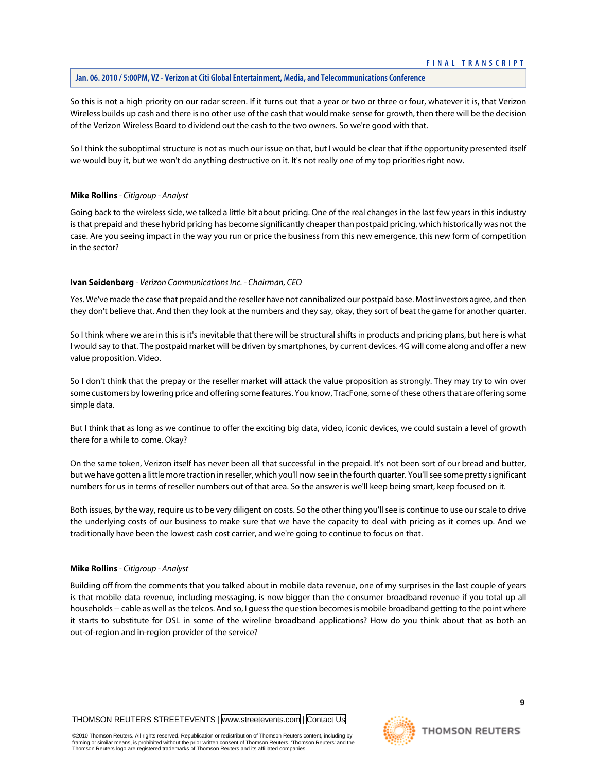So this is not a high priority on our radar screen. If it turns out that a year or two or three or four, whatever it is, that Verizon Wireless builds up cash and there is no other use of the cash that would make sense for growth, then there will be the decision of the Verizon Wireless Board to dividend out the cash to the two owners. So we're good with that.

So I think the suboptimal structure is not as much our issue on that, but I would be clear that if the opportunity presented itself we would buy it, but we won't do anything destructive on it. It's not really one of my top priorities right now.

---

**Mike Rollins** - *Citigroup - Analyst*

Going back to the wireless side, we talked a little bit about pricing. One of the real changes in the last few years in this industry is that prepaid and these hybrid pricing has become significantly cheaper than postpaid pricing, which historically was not the case. Are you seeing impact in the way you run or price the business from this new emergence, this new form of competition in the sector?

---

**Ivan Seidenberg** - *Verizon Communications Inc. - Chairman, CEO*

Yes. We've made the case that prepaid and the reseller have not cannibalized our postpaid base. Most investors agree, and then they don't believe that. And then they look at the numbers and they say, okay, they sort of beat the game for another quarter.

So I think where we are in this is it's inevitable that there will be structural shifts in products and pricing plans, but here is what I would say to that. The postpaid market will be driven by smartphones, by current devices. 4G will come along and offer a new value proposition. Video.

So I don't think that the prepay or the reseller market will attack the value proposition as strongly. They may try to win over some customers by lowering price and offering some features. You know, TracFone, some of these others that are offering some simple data.

But I think that as long as we continue to offer the exciting big data, video, iconic devices, we could sustain a level of growth there for a while to come. Okay?

On the same token, Verizon itself has never been all that successful in the prepaid. It's not been sort of our bread and butter, but we have gotten a little more traction in reseller, which you'll now see in the fourth quarter. You'll see some pretty significant numbers for us in terms of reseller numbers out of that area. So the answer is we'll keep being smart, keep focused on it.

Both issues, by the way, require us to be very diligent on costs. So the other thing you'll see is continue to use our scale to drive the underlying costs of our business to make sure that we have the capacity to deal with pricing as it comes up. And we traditionally have been the lowest cash cost carrier, and we're going to continue to focus on that.

---

**Mike Rollins** - *Citigroup - Analyst*

Building off from the comments that you talked about in mobile data revenue, one of my surprises in the last couple of years is that mobile data revenue, including messaging, is now bigger than the consumer broadband revenue if you total up all households -- cable as well as the telcos. And so, I guess the question becomes is mobile broadband getting to the point where it starts to substitute for DSL in some of the wireline broadband applications? How do you think about that as both an out-of-region and in-region provider of the service?

---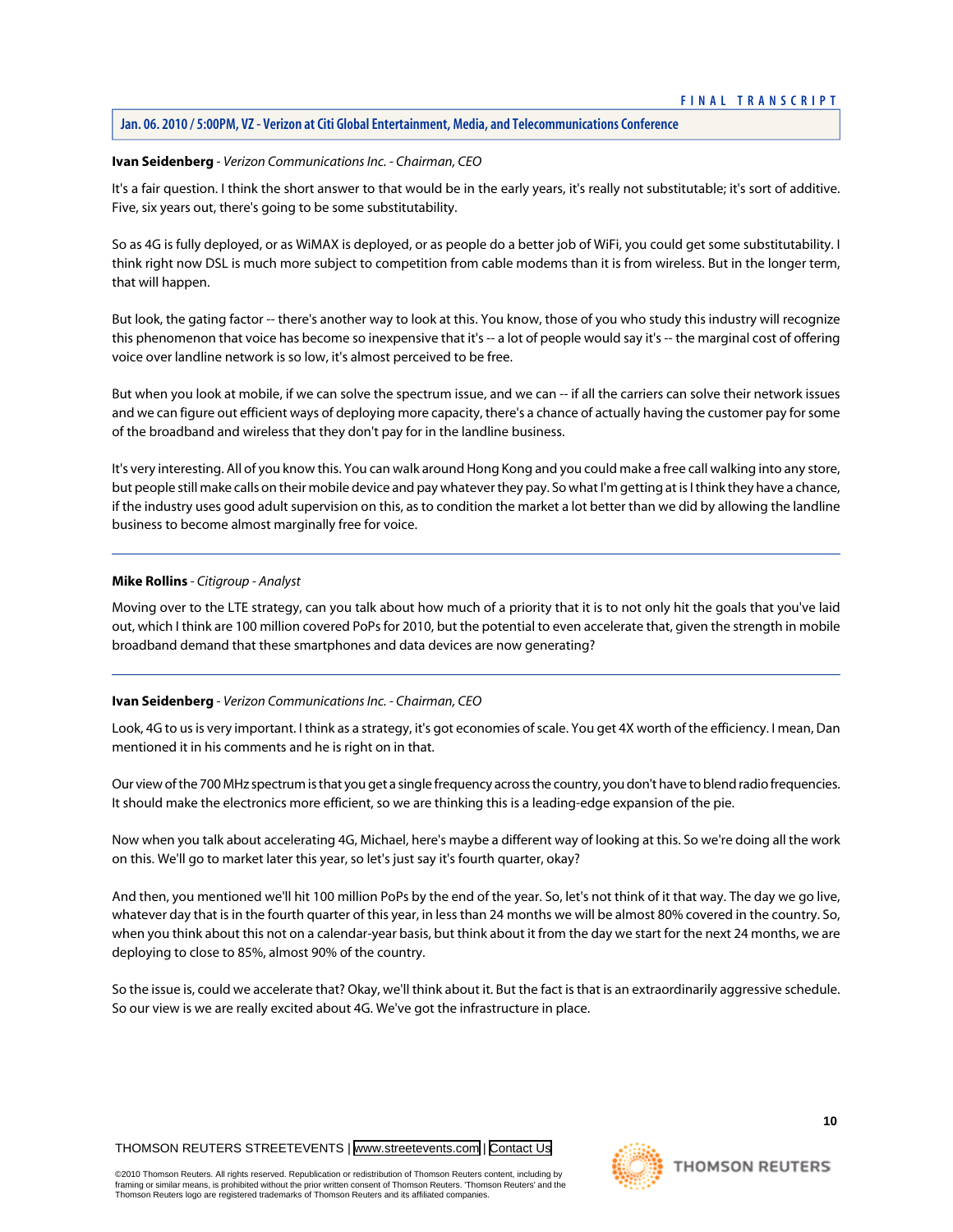**Ivan Seidenberg** - *Verizon Communications Inc. - Chairman, CEO*

It's a fair question. I think the short answer to that would be in the early years, it's really not substitutable; it's sort of additive. Five, six years out, there's going to be some substitutability.

So as 4G is fully deployed, or as WiMAX is deployed, or as people do a better job of WiFi, you could get some substitutability. I think right now DSL is much more subject to competition from cable modems than it is from wireless. But in the longer term, that will happen.

But look, the gating factor -- there's another way to look at this. You know, those of you who study this industry will recognize this phenomenon that voice has become so inexpensive that it's -- a lot of people would say it's -- the marginal cost of offering voice over landline network is so low, it's almost perceived to be free.

But when you look at mobile, if we can solve the spectrum issue, and we can -- if all the carriers can solve their network issues and we can figure out efficient ways of deploying more capacity, there's a chance of actually having the customer pay for some of the broadband and wireless that they don't pay for in the landline business.

It's very interesting. All of you know this. You can walk around Hong Kong and you could make a free call walking into any store, but people still make calls on their mobile device and pay whatever they pay. So what I'm getting at is I think they have a chance, if the industry uses good adult supervision on this, as to condition the market a lot better than we did by allowing the landline business to become almost marginally free for voice.

---

**Mike Rollins** - *Citigroup - Analyst*

Moving over to the LTE strategy, can you talk about how much of a priority that it is to not only hit the goals that you've laid out, which I think are 100 million covered PoPs for 2010, but the potential to even accelerate that, given the strength in mobile broadband demand that these smartphones and data devices are now generating?

---

**Ivan Seidenberg** - *Verizon Communications Inc. - Chairman, CEO*

Look, 4G to us is very important. I think as a strategy, it's got economies of scale. You get 4X worth of the efficiency. I mean, Dan mentioned it in his comments and he is right on in that.

Our view of the 700 MHz spectrum is that you get a single frequency across the country, you don't have to blend radio frequencies. It should make the electronics more efficient, so we are thinking this is a leading-edge expansion of the pie.

Now when you talk about accelerating 4G, Michael, here's maybe a different way of looking at this. So we're doing all the work on this. We'll go to market later this year, so let's just say it's fourth quarter, okay?

And then, you mentioned we'll hit 100 million PoPs by the end of the year. So, let's not think of it that way. The day we go live, whatever day that is in the fourth quarter of this year, in less than 24 months we will be almost 80% covered in the country. So, when you think about this not on a calendar-year basis, but think about it from the day we start for the next 24 months, we are deploying to close to 85%, almost 90% of the country.

So the issue is, could we accelerate that? Okay, we'll think about it. But the fact is that is an extraordinarily aggressive schedule. So our view is we are really excited about 4G. We've got the infrastructure in place.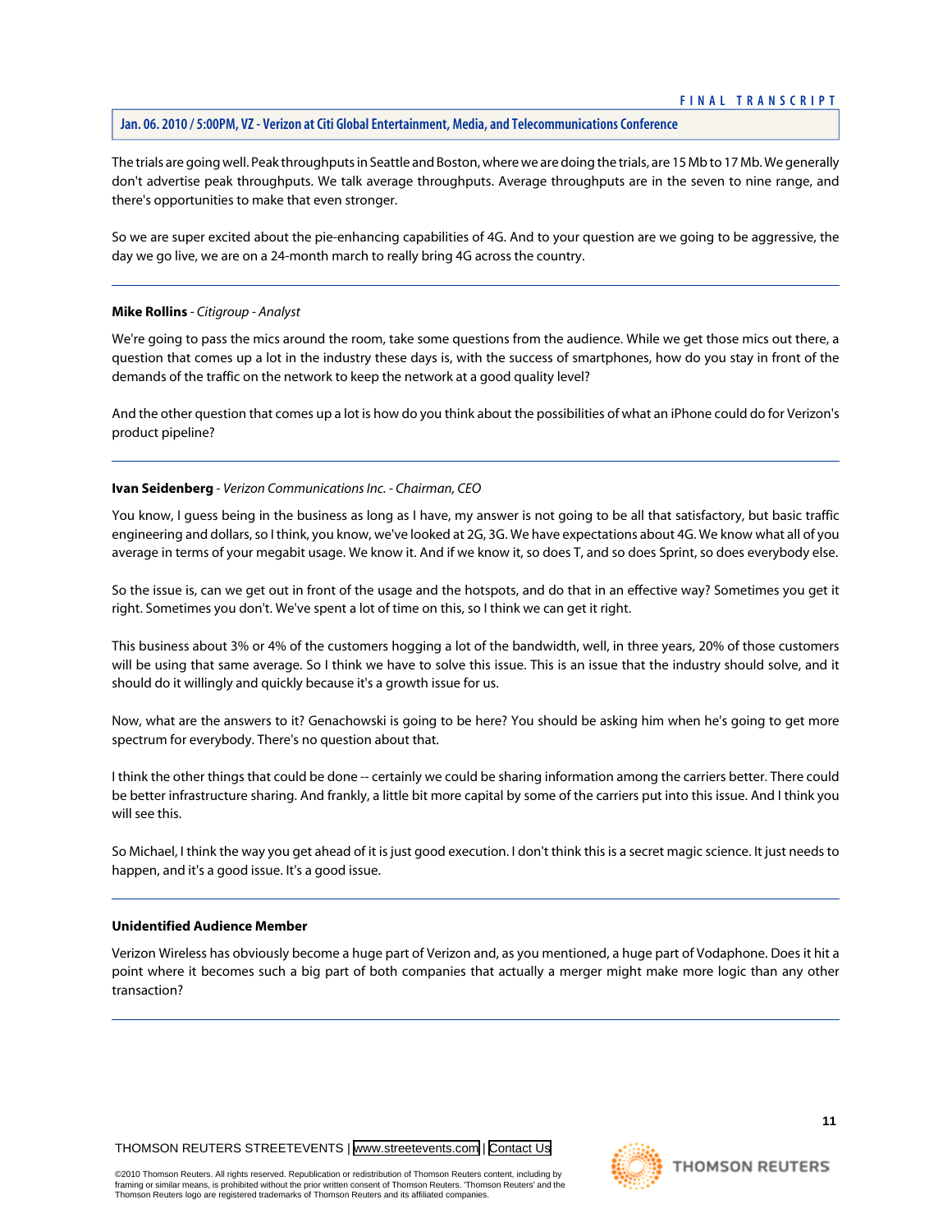The trials are going well. Peak throughputs in Seattle and Boston, where we are doing the trials, are 15 Mb to 17 Mb. We generally don't advertise peak throughputs. We talk average throughputs. Average throughputs are in the seven to nine range, and there's opportunities to make that even stronger.

So we are super excited about the pie-enhancing capabilities of 4G. And to your question are we going to be aggressive, the day we go live, we are on a 24-month march to really bring 4G across the country.

---

**Mike Rollins** - *Citigroup - Analyst*

We're going to pass the mics around the room, take some questions from the audience. While we get those mics out there, a question that comes up a lot in the industry these days is, with the success of smartphones, how do you stay in front of the demands of the traffic on the network to keep the network at a good quality level?

And the other question that comes up a lot is how do you think about the possibilities of what an iPhone could do for Verizon's product pipeline?

---

**Ivan Seidenberg** - *Verizon Communications Inc. - Chairman, CEO*

You know, I guess being in the business as long as I have, my answer is not going to be all that satisfactory, but basic traffic engineering and dollars, so I think, you know, we've looked at 2G, 3G. We have expectations about 4G. We know what all of you average in terms of your megabit usage. We know it. And if we know it, so does T, and so does Sprint, so does everybody else.

So the issue is, can we get out in front of the usage and the hotspots, and do that in an effective way? Sometimes you get it right. Sometimes you don't. We've spent a lot of time on this, so I think we can get it right.

This business about 3% or 4% of the customers hogging a lot of the bandwidth, well, in three years, 20% of those customers will be using that same average. So I think we have to solve this issue. This is an issue that the industry should solve, and it should do it willingly and quickly because it's a growth issue for us.

Now, what are the answers to it? Genachowski is going to be here? You should be asking him when he's going to get more spectrum for everybody. There's no question about that.

I think the other things that could be done -- certainly we could be sharing information among the carriers better. There could be better infrastructure sharing. And frankly, a little bit more capital by some of the carriers put into this issue. And I think you will see this.

So Michael, I think the way you get ahead of it is just good execution. I don't think this is a secret magic science. It just needs to happen, and it's a good issue. It's a good issue.

---

**Unidentified Audience Member**

Verizon Wireless has obviously become a huge part of Verizon and, as you mentioned, a huge part of Vodaphone. Does it hit a point where it becomes such a big part of both companies that actually a merger might make more logic than any other transaction?

---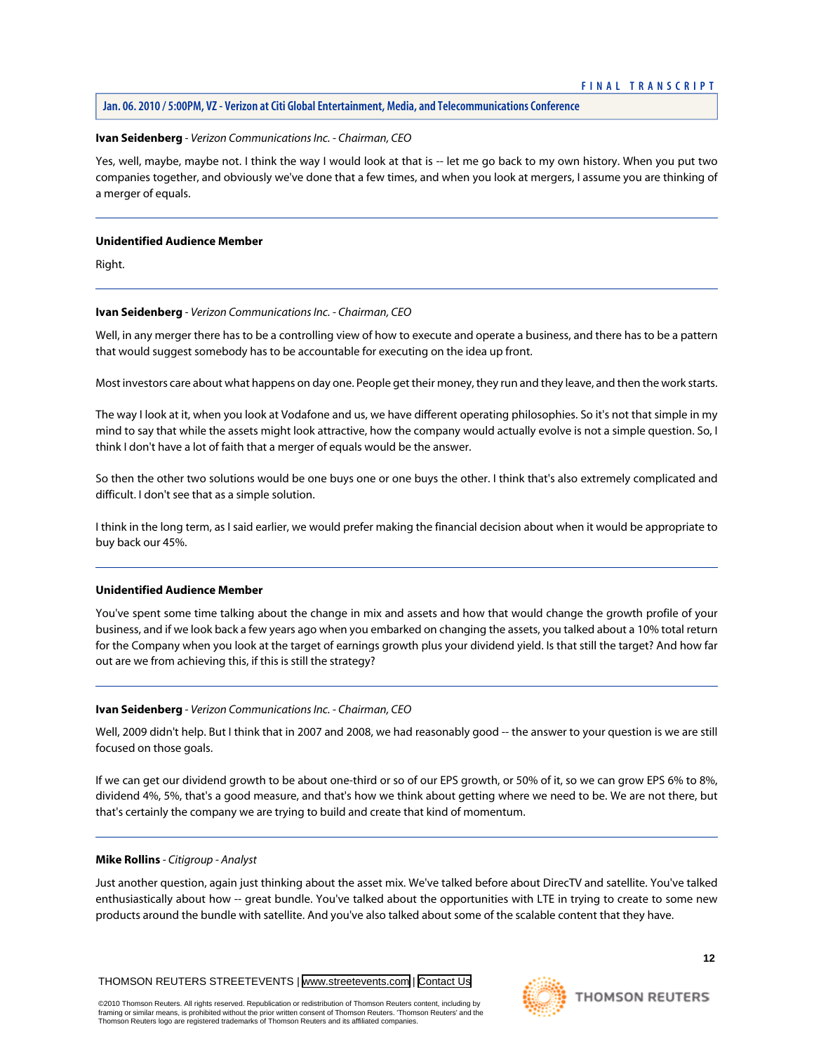**Ivan Seidenberg** - *Verizon Communications Inc. - Chairman, CEO*

Yes, well, maybe, maybe not. I think the way I would look at that is -- let me go back to my own history. When you put two companies together, and obviously we've done that a few times, and when you look at mergers, I assume you are thinking of a merger of equals.

---

**Unidentified Audience Member**

Right.

---

**Ivan Seidenberg** - *Verizon Communications Inc. - Chairman, CEO*

Well, in any merger there has to be a controlling view of how to execute and operate a business, and there has to be a pattern that would suggest somebody has to be accountable for executing on the idea up front.

Most investors care about what happens on day one. People get their money, they run and they leave, and then the work starts.

The way I look at it, when you look at Vodafone and us, we have different operating philosophies. So it's not that simple in my mind to say that while the assets might look attractive, how the company would actually evolve is not a simple question. So, I think I don't have a lot of faith that a merger of equals would be the answer.

So then the other two solutions would be one buys one or one buys the other. I think that's also extremely complicated and difficult. I don't see that as a simple solution.

I think in the long term, as I said earlier, we would prefer making the financial decision about when it would be appropriate to buy back our 45%.

---

**Unidentified Audience Member**

You've spent some time talking about the change in mix and assets and how that would change the growth profile of your business, and if we look back a few years ago when you embarked on changing the assets, you talked about a 10% total return for the Company when you look at the target of earnings growth plus your dividend yield. Is that still the target? And how far out are we from achieving this, if this is still the strategy?

---

**Ivan Seidenberg** - *Verizon Communications Inc. - Chairman, CEO*

Well, 2009 didn't help. But I think that in 2007 and 2008, we had reasonably good -- the answer to your question is we are still focused on those goals.

If we can get our dividend growth to be about one-third or so of our EPS growth, or 50% of it, so we can grow EPS 6% to 8%, dividend 4%, 5%, that's a good measure, and that's how we think about getting where we need to be. We are not there, but that's certainly the company we are trying to build and create that kind of momentum.

---

**Mike Rollins** - *Citigroup - Analyst*

Just another question, again just thinking about the asset mix. We've talked before about DirecTV and satellite. You've talked enthusiastically about how -- great bundle. You've talked about the opportunities with LTE in trying to create to some new products around the bundle with satellite. And you've also talked about some of the scalable content that they have.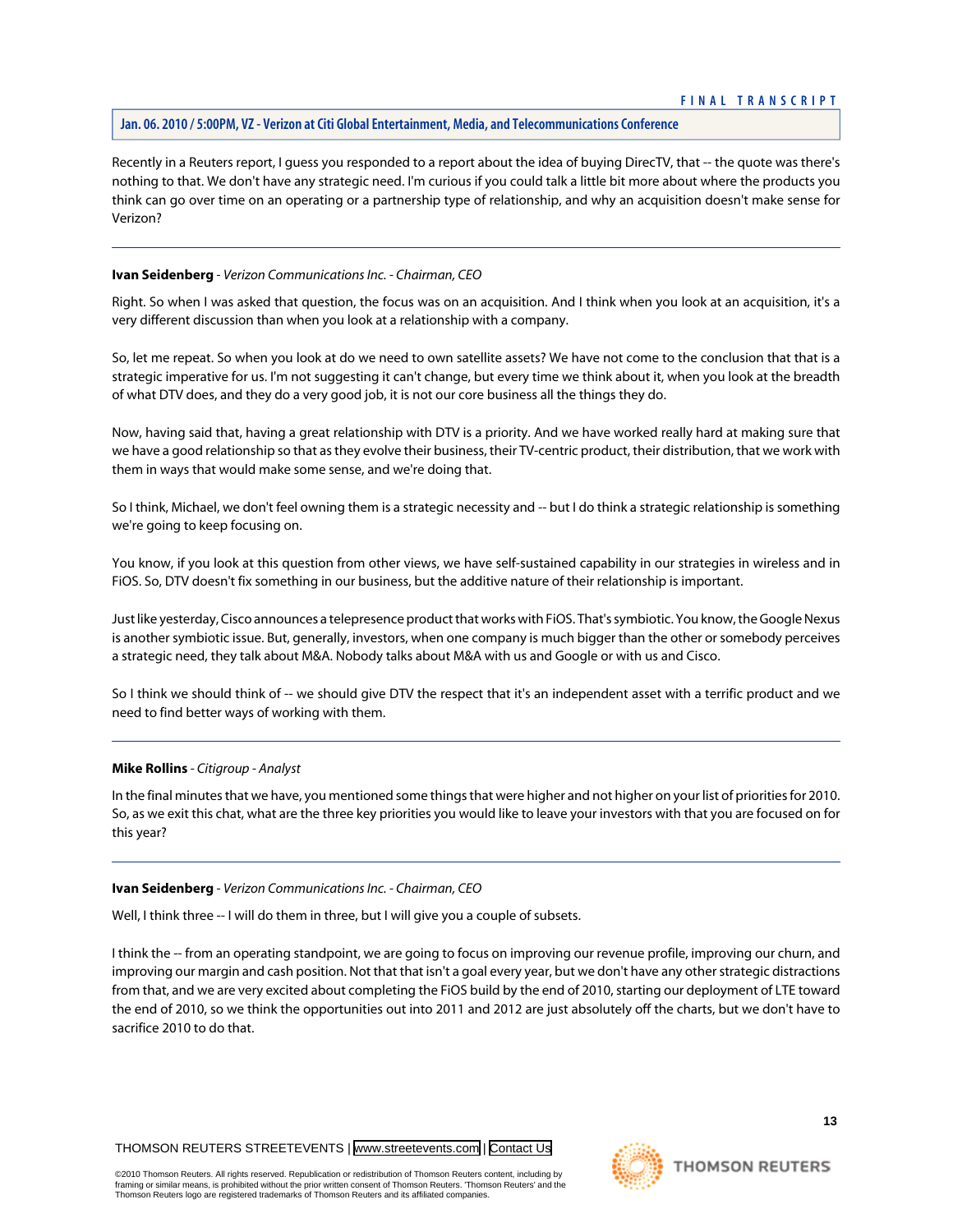Recently in a Reuters report, I guess you responded to a report about the idea of buying DirecTV, that -- the quote was there's nothing to that. We don't have any strategic need. I'm curious if you could talk a little bit more about where the products you think can go over time on an operating or a partnership type of relationship, and why an acquisition doesn't make sense for Verizon?

---

**Ivan Seidenberg** - *Verizon Communications Inc. - Chairman, CEO*

Right. So when I was asked that question, the focus was on an acquisition. And I think when you look at an acquisition, it's a very different discussion than when you look at a relationship with a company.

So, let me repeat. So when you look at do we need to own satellite assets? We have not come to the conclusion that that is a strategic imperative for us. I'm not suggesting it can't change, but every time we think about it, when you look at the breadth of what DTV does, and they do a very good job, it is not our core business all the things they do.

Now, having said that, having a great relationship with DTV is a priority. And we have worked really hard at making sure that we have a good relationship so that as they evolve their business, their TV-centric product, their distribution, that we work with them in ways that would make some sense, and we're doing that.

So I think, Michael, we don't feel owning them is a strategic necessity and -- but I do think a strategic relationship is something we're going to keep focusing on.

You know, if you look at this question from other views, we have self-sustained capability in our strategies in wireless and in FiOS. So, DTV doesn't fix something in our business, but the additive nature of their relationship is important.

Just like yesterday, Cisco announces a telepresence product that works with FiOS. That's symbiotic. You know, the Google Nexus is another symbiotic issue. But, generally, investors, when one company is much bigger than the other or somebody perceives a strategic need, they talk about M&A. Nobody talks about M&A with us and Google or with us and Cisco.

So I think we should think of -- we should give DTV the respect that it's an independent asset with a terrific product and we need to find better ways of working with them.

---

**Mike Rollins** - *Citigroup - Analyst*

In the final minutes that we have, you mentioned some things that were higher and not higher on your list of priorities for 2010. So, as we exit this chat, what are the three key priorities you would like to leave your investors with that you are focused on for this year?

---

**Ivan Seidenberg** - *Verizon Communications Inc. - Chairman, CEO*

Well, I think three -- I will do them in three, but I will give you a couple of subsets.

I think the -- from an operating standpoint, we are going to focus on improving our revenue profile, improving our churn, and improving our margin and cash position. Not that that isn't a goal every year, but we don't have any other strategic distractions from that, and we are very excited about completing the FiOS build by the end of 2010, starting our deployment of LTE toward the end of 2010, so we think the opportunities out into 2011 and 2012 are just absolutely off the charts, but we don't have to sacrifice 2010 to do that.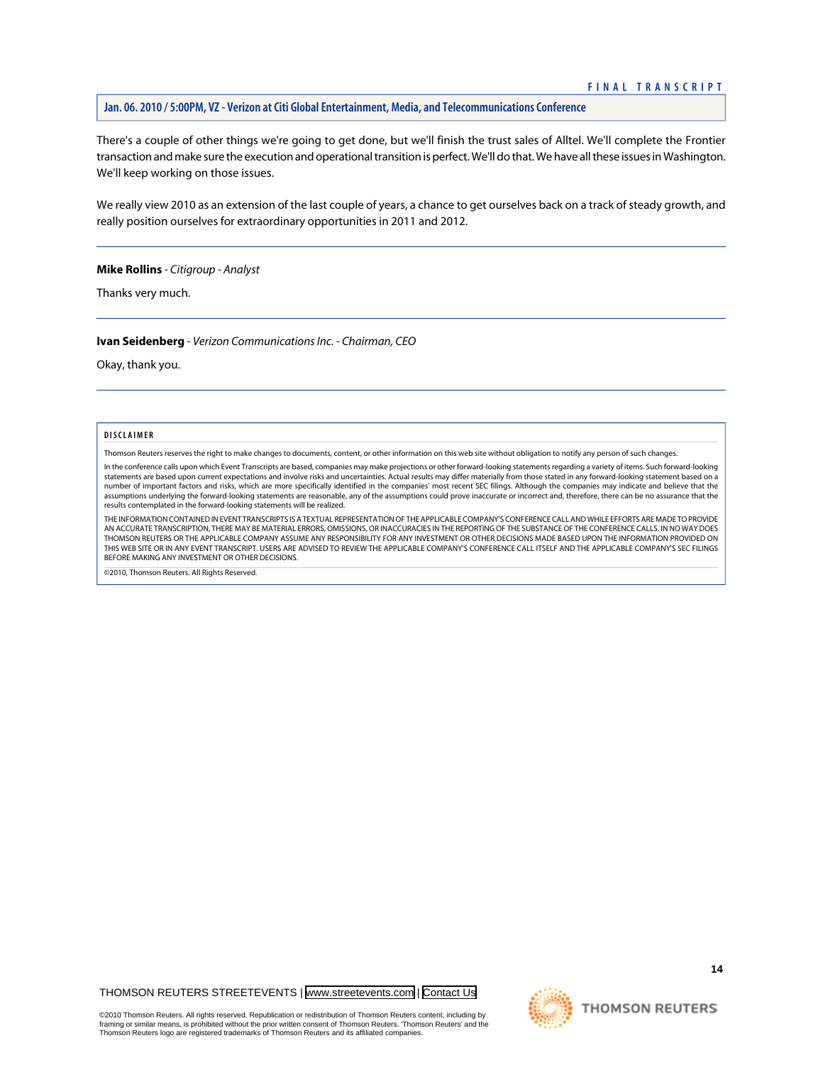There's a couple of other things we're going to get done, but we'll finish the trust sales of Alltel. We'll complete the Frontier transaction and make sure the execution and operational transition is perfect. We'll do that. We have all these issues in Washington. We'll keep working on those issues.

We really view 2010 as an extension of the last couple of years, a chance to get ourselves back on a track of steady growth, and really position ourselves for extraordinary opportunities in 2011 and 2012.

---

**Mike Rollins** - *Citigroup - Analyst*

Thanks very much.

---

**Ivan Seidenberg** - *Verizon Communications Inc. - Chairman, CEO*

Okay, thank you.

---

**DISCLAIMER**

Thomson Reuters reserves the right to make changes to documents, content, or other information on this web site without obligation to notify any person of such changes.

In the conference calls upon which Event Transcripts are based, companies may make projections or other forward-looking statements regarding a variety of items. Such forward-looking statements are based upon current expectations and involve risks and uncertainties. Actual results may differ materially from those stated in any forward-looking statement based on a number of important factors and risks, which are more specifically identified in the companies' most recent SEC filings. Although the companies may indicate and believe that the assumptions underlying the forward-looking statements are reasonable, any of the assumptions could prove inaccurate or incorrect and, therefore, there can be no assurance that the results contemplated in the forward-looking statements will be realized.

THE INFORMATION CONTAINED IN EVENT TRANSCRIPTS IS A TEXTUAL REPRESENTATION OF THE APPLICABLE COMPANY'S CONFERENCE CALL AND WHILE EFFORTS ARE MADE TO PROVIDE AN ACCURATE TRANSCRIPTION, THERE MAY BE MATERIAL ERRORS, OMISSIONS, OR INACCURACIES IN THE REPORTING OF THE SUBSTANCE OF THE CONFERENCE CALLS. IN NO WAY DOES THOMSON REUTERS OR THE APPLICABLE COMPANY ASSUME ANY RESPONSIBILITY FOR ANY INVESTMENT OR OTHER DECISIONS MADE BASED UPON THE INFORMATION PROVIDED ON THIS WEB SITE OR IN ANY EVENT TRANSCRIPT. USERS ARE ADVISED TO REVIEW THE APPLICABLE COMPANY'S CONFERENCE CALL ITSELF AND THE APPLICABLE COMPANY'S SEC FILINGS BEFORE MAKING ANY INVESTMENT OR OTHER DECISIONS.

©2010, Thomson Reuters. All Rights Reserved.